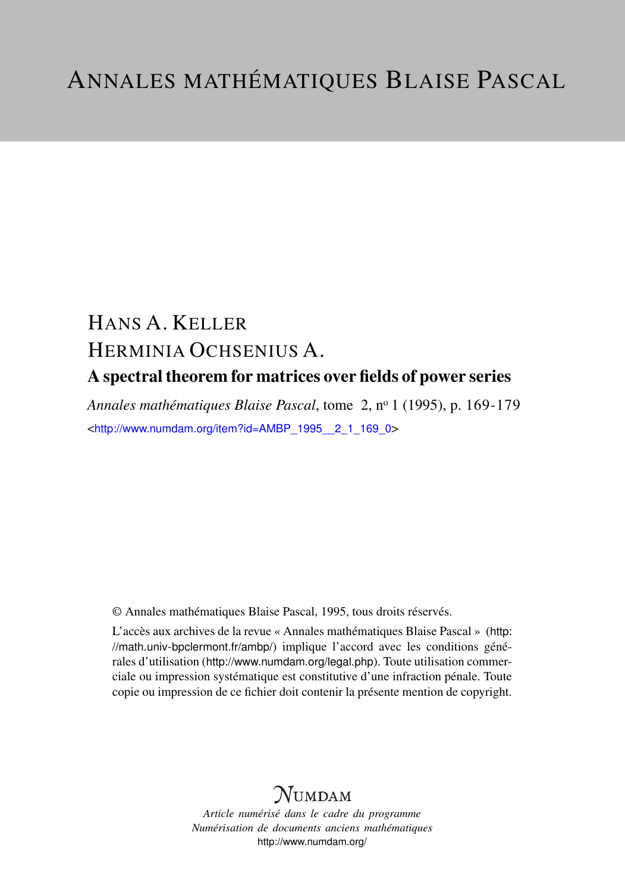# ANNALES MATHÉMATIQUES BLAISE PASCAL

HANS A. KELLER

HERMINIA OCHSENIUS A.

## A spectral theorem for matrices over fields of power series

*Annales mathématiques Blaise Pascal*, tome 2, n° 1 (1995), p. 169-179

<http://www.numdam.org/item?id=AMBP_1995__2_1_169_0>

© Annales mathématiques Blaise Pascal, 1995, tous droits réservés.

L'accès aux archives de la revue « Annales mathématiques Blaise Pascal » (http://math.univ-bpclermont.fr/ambp/) implique l'accord avec les conditions générales d'utilisation (http://www.numdam.org/legal.php). Toute utilisation commerciale ou impression systématique est constitutive d'une infraction pénale. Toute copie ou impression de ce fichier doit contenir la présente mention de copyright.

NUMDAM

*Article numérisé dans le cadre du programme*
*Numérisation de documents anciens mathématiques*
http://www.numdam.org/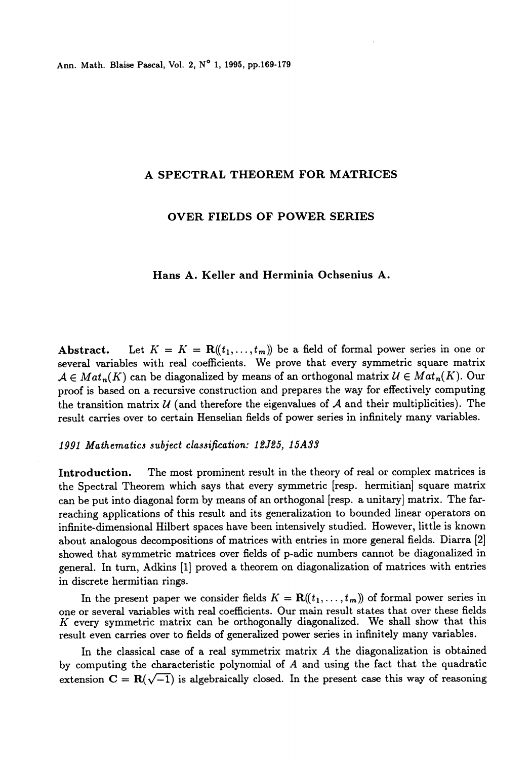Ann. Math. Blaise Pascal, Vol. 2, N° 1, 1995, pp.169-179

# A SPECTRAL THEOREM FOR MATRICES

# OVER FIELDS OF POWER SERIES

**Hans A. Keller and Herminia Ochsenius A.**

**Abstract.** Let $K = K = \mathbf{R}((t_1, \ldots, t_m))$ be a field of formal power series in one or several variables with real coefficients. We prove that every symmetric square matrix $\mathcal{A} \in Mat_n(K)$ can be diagonalized by means of an orthogonal matrix $\mathcal{U} \in Mat_n(K)$. Our proof is based on a recursive construction and prepares the way for effectively computing the transition matrix $\mathcal{U}$ (and therefore the eigenvalues of $\mathcal{A}$ and their multiplicities). The result carries over to certain Henselian fields of power series in infinitely many variables.

*1991 Mathematics subject classification: 12J25, 15A33*

**Introduction.** The most prominent result in the theory of real or complex matrices is the Spectral Theorem which says that every symmetric [resp. hermitian] square matrix can be put into diagonal form by means of an orthogonal [resp. a unitary] matrix. The far-reaching applications of this result and its generalization to bounded linear operators on infinite-dimensional Hilbert spaces have been intensively studied. However, little is known about analogous decompositions of matrices with entries in more general fields. Diarra [2] showed that symmetric matrices over fields of p-adic numbers cannot be diagonalized in general. In turn, Adkins [1] proved a theorem on diagonalization of matrices with entries in discrete hermitian rings.

In the present paper we consider fields $K = \mathbf{R}((t_1, \ldots, t_m))$ of formal power series in one or several variables with real coefficients. Our main result states that over these fields $K$ every symmetric matrix can be orthogonally diagonalized. We shall show that this result even carries over to fields of generalized power series in infinitely many variables.

In the classical case of a real symmetrix matrix $A$ the diagonalization is obtained by computing the characteristic polynomial of $A$ and using the fact that the quadratic extension $\mathbf{C} = \mathbf{R}(\sqrt{-1})$ is algebraically closed. In the present case this way of reasoning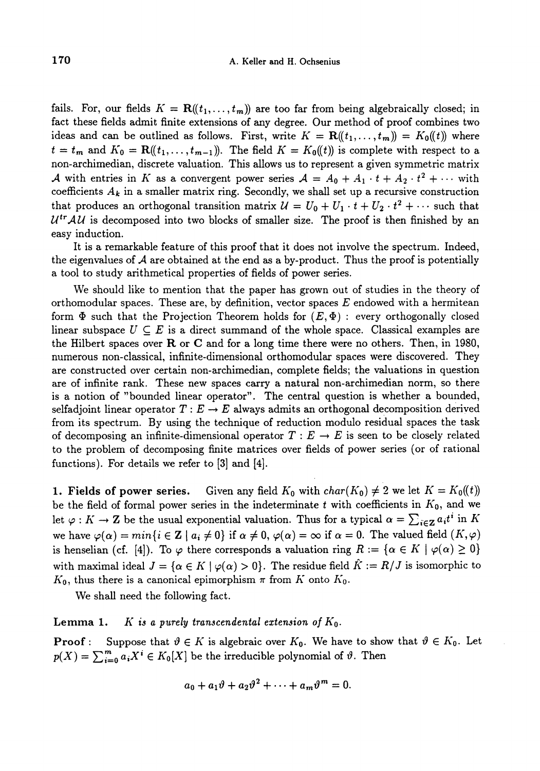fails. For, our fields $K = \mathbf{R}((t_1, \ldots, t_m))$ are too far from being algebraically closed; in fact these fields admit finite extensions of any degree. Our method of proof combines two ideas and can be outlined as follows. First, write $K = \mathbf{R}((t_1, \ldots, t_m)) = K_0((t))$ where $t = t_m$ and $K_0 = \mathbf{R}((t_1, \ldots, t_{m-1}))$. The field $K = K_0((t))$ is complete with respect to a non-archimedian, discrete valuation. This allows us to represent a given symmetric matrix $\mathcal{A}$ with entries in $K$ as a convergent power series $\mathcal{A} = A_0 + A_1 \cdot t + A_2 \cdot t^2 + \cdots$ with coefficients $A_k$ in a smaller matrix ring. Secondly, we shall set up a recursive construction that produces an orthogonal transition matrix $\mathcal{U} = U_0 + U_1 \cdot t + U_2 \cdot t^2 + \cdots$ such that $\mathcal{U}^{tr}\mathcal{A}\mathcal{U}$ is decomposed into two blocks of smaller size. The proof is then finished by an easy induction.

It is a remarkable feature of this proof that it does not involve the spectrum. Indeed, the eigenvalues of $\mathcal{A}$ are obtained at the end as a by-product. Thus the proof is potentially a tool to study arithmetical properties of fields of power series.

We should like to mention that the paper has grown out of studies in the theory of orthomodular spaces. These are, by definition, vector spaces $E$ endowed with a hermitean form $\Phi$ such that the Projection Theorem holds for $(E, \Phi)$ : every orthogonally closed linear subspace $U \subseteq E$ is a direct summand of the whole space. Classical examples are the Hilbert spaces over $\mathbf{R}$ or $\mathbf{C}$ and for a long time there were no others. Then, in 1980, numerous non-classical, infinite-dimensional orthomodular spaces were discovered. They are constructed over certain non-archimedian, complete fields; the valuations in question are of infinite rank. These new spaces carry a natural non-archimedian norm, so there is a notion of "bounded linear operator". The central question is whether a bounded, selfadjoint linear operator $T : E \to E$ always admits an orthogonal decomposition derived from its spectrum. By using the technique of reduction modulo residual spaces the task of decomposing an infinite-dimensional operator $T : E \to E$ is seen to be closely related to the problem of decomposing finite matrices over fields of power series (or of rational functions). For details we refer to [3] and [4].

**1. Fields of power series.** Given any field $K_0$ with $char(K_0) \neq 2$ we let $K = K_0((t))$ be the field of formal power series in the indeterminate $t$ with coefficients in $K_0$, and we let $\varphi : K \to \mathbf{Z}$ be the usual exponential valuation. Thus for a typical $\alpha = \sum_{i \in \mathbf{Z}} a_i t^i$ in $K$ we have $\varphi(\alpha) = min\{i \in \mathbf{Z} \mid a_i \neq 0\}$ if $\alpha \neq 0$, $\varphi(\alpha) = \infty$ if $\alpha = 0$. The valued field $(K, \varphi)$ is henselian (cf. [4]). To $\varphi$ there corresponds a valuation ring $R := \{\alpha \in K \mid \varphi(\alpha) \geq 0\}$ with maximal ideal $J = \{\alpha \in K \mid \varphi(\alpha) > 0\}$. The residue field $\hat{K} := R/J$ is isomorphic to $K_0$, thus there is a canonical epimorphism $\pi$ from $K$ onto $K_0$.

We shall need the following fact.

**Lemma 1.** *$K$ is a purely transcendental extension of $K_0$.*

**Proof** : Suppose that $\vartheta \in K$ is algebraic over $K_0$. We have to show that $\vartheta \in K_0$. Let $p(X) = \sum_{i=0}^{m} a_i X^i \in K_0[X]$ be the irreducible polynomial of $\vartheta$. Then

$$a_0 + a_1\vartheta + a_2\vartheta^2 + \cdots + a_m\vartheta^m = 0.$$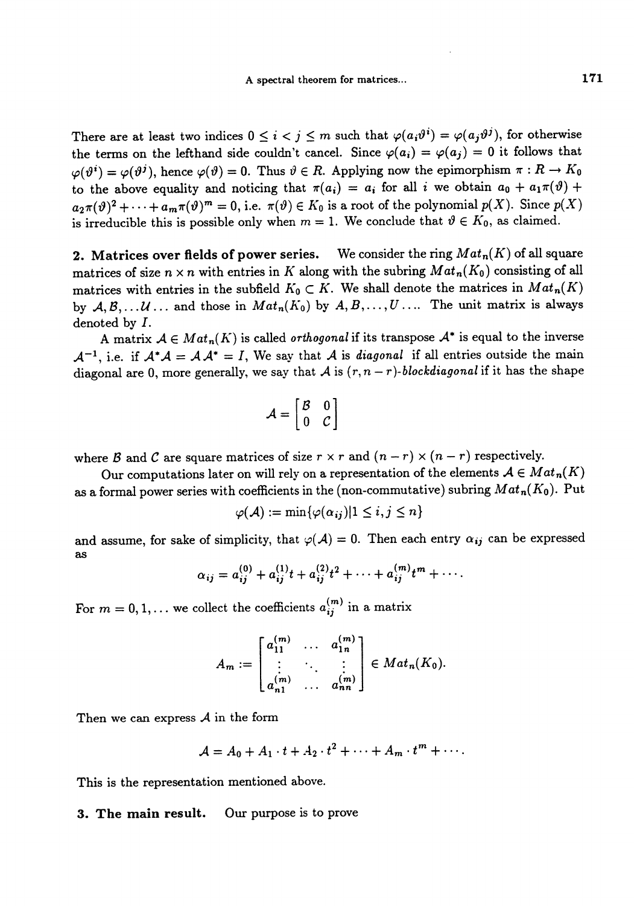There are at least two indices $0 \leq i < j \leq m$ such that $\varphi(a_i\vartheta^i) = \varphi(a_j\vartheta^j)$, for otherwise the terms on the lefthand side couldn't cancel. Since $\varphi(a_i) = \varphi(a_j) = 0$ it follows that $\varphi(\vartheta^i) = \varphi(\vartheta^j)$, hence $\varphi(\vartheta) = 0$. Thus $\vartheta \in R$. Applying now the epimorphism $\pi : R \to K_0$ to the above equality and noticing that $\pi(a_i) = a_i$ for all $i$ we obtain $a_0 + a_1\pi(\vartheta) + a_2\pi(\vartheta)^2 + \cdots + a_m\pi(\vartheta)^m = 0$, i.e. $\pi(\vartheta) \in K_0$ is a root of the polynomial $p(X)$. Since $p(X)$ is irreducible this is possible only when $m = 1$. We conclude that $\vartheta \in K_0$, as claimed.

## 2. Matrices over fields of power series.

We consider the ring $Mat_n(K)$ of all square matrices of size $n \times n$ with entries in $K$ along with the subring $Mat_n(K_0)$ consisting of all matrices with entries in the subfield $K_0 \subset K$. We shall denote the matrices in $Mat_n(K)$ by $\mathcal{A}, \mathcal{B}, \ldots \mathcal{U} \ldots$ and those in $Mat_n(K_0)$ by $A, B, \ldots, U \ldots$. The unit matrix is always denoted by $I$.

A matrix $\mathcal{A} \in Mat_n(K)$ is called *orthogonal* if its transpose $\mathcal{A}^*$ is equal to the inverse $\mathcal{A}^{-1}$, i.e. if $\mathcal{A}^*\mathcal{A} = \mathcal{A}\,\mathcal{A}^* = I$, We say that $\mathcal{A}$ is *diagonal* if all entries outside the main diagonal are 0, more generally, we say that $\mathcal{A}$ is $(r, n-r)$-*blockdiagonal* if it has the shape

$$\mathcal{A} = \begin{bmatrix} \mathcal{B} & 0 \\ 0 & \mathcal{C} \end{bmatrix}$$

where $\mathcal{B}$ and $\mathcal{C}$ are square matrices of size $r \times r$ and $(n-r) \times (n-r)$ respectively.

Our computations later on will rely on a representation of the elements $\mathcal{A} \in Mat_n(K)$ as a formal power series with coefficients in the (non-commutative) subring $Mat_n(K_0)$. Put

$$\varphi(\mathcal{A}) := \min\{\varphi(\alpha_{ij}) | 1 \leq i, j \leq n\}$$

and assume, for sake of simplicity, that $\varphi(\mathcal{A}) = 0$. Then each entry $\alpha_{ij}$ can be expressed as

$$\alpha_{ij} = a_{ij}^{(0)} + a_{ij}^{(1)}t + a_{ij}^{(2)}t^2 + \cdots + a_{ij}^{(m)}t^m + \cdots.$$

For $m = 0, 1, \ldots$ we collect the coefficients $a_{ij}^{(m)}$ in a matrix

$$A_m := \begin{bmatrix} a_{11}^{(m)} & \ldots & a_{1n}^{(m)} \\ \vdots & \ddots & \vdots \\ a_{n1}^{(m)} & \ldots & a_{nn}^{(m)} \end{bmatrix} \in Mat_n(K_0).$$

Then we can express $\mathcal{A}$ in the form

$$\mathcal{A} = A_0 + A_1 \cdot t + A_2 \cdot t^2 + \cdots + A_m \cdot t^m + \cdots.$$

This is the representation mentioned above.

## 3. The main result.

Our purpose is to prove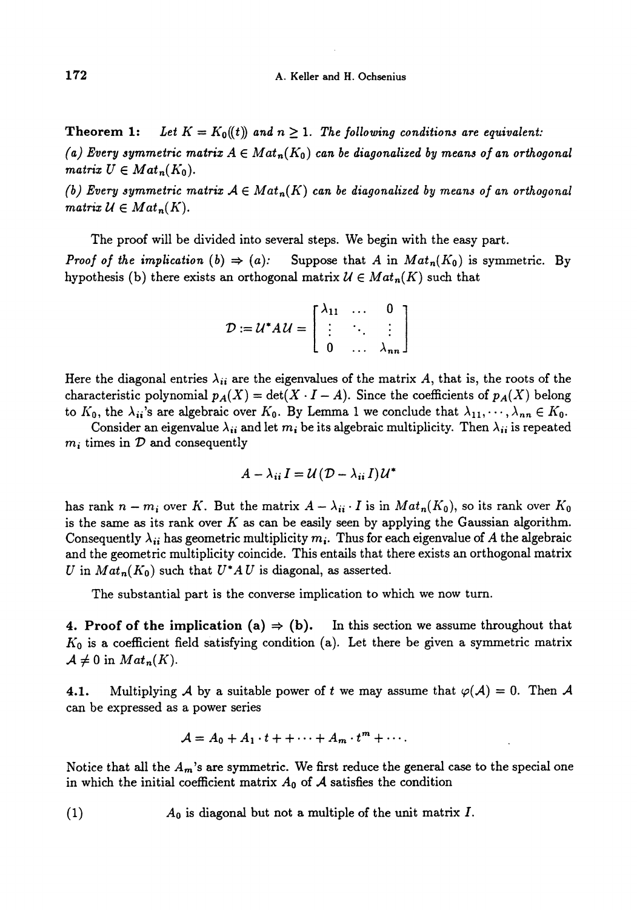**Theorem 1:** *Let $K = K_0((t))$ and $n \geq 1$. The following conditions are equivalent:*

*(a) Every symmetric matrix $A \in Mat_n(K_0)$ can be diagonalized by means of an orthogonal matrix $U \in Mat_n(K_0)$.*

*(b) Every symmetric matrix $\mathcal{A} \in Mat_n(K)$ can be diagonalized by means of an orthogonal matrix $\mathcal{U} \in Mat_n(K)$.*

The proof will be divided into several steps. We begin with the easy part.

*Proof of the implication (b) $\Rightarrow$ (a):* Suppose that $A$ in $Mat_n(K_0)$ is symmetric. By hypothesis (b) there exists an orthogonal matrix $\mathcal{U} \in Mat_n(K)$ such that

$$\mathcal{D} := \mathcal{U}^* A \mathcal{U} = \begin{bmatrix} \lambda_{11} & \dots & 0 \\ \vdots & \ddots & \vdots \\ 0 & \dots & \lambda_{nn} \end{bmatrix}$$

Here the diagonal entries $\lambda_{ii}$ are the eigenvalues of the matrix $A$, that is, the roots of the characteristic polynomial $p_A(X) = \det(X \cdot I - A)$. Since the coefficients of $p_A(X)$ belong to $K_0$, the $\lambda_{ii}$'s are algebraic over $K_0$. By Lemma 1 we conclude that $\lambda_{11}, \cdots, \lambda_{nn} \in K_0$.

Consider an eigenvalue $\lambda_{ii}$ and let $m_i$ be its algebraic multiplicity. Then $\lambda_{ii}$ is repeated $m_i$ times in $\mathcal{D}$ and consequently

$$A - \lambda_{ii} I = \mathcal{U}(\mathcal{D} - \lambda_{ii} I)\mathcal{U}^*$$

has rank $n - m_i$ over $K$. But the matrix $A - \lambda_{ii} \cdot I$ is in $Mat_n(K_0)$, so its rank over $K_0$ is the same as its rank over $K$ as can be easily seen by applying the Gaussian algorithm. Consequently $\lambda_{ii}$ has geometric multiplicity $m_i$. Thus for each eigenvalue of $A$ the algebraic and the geometric multiplicity coincide. This entails that there exists an orthogonal matrix $U$ in $Mat_n(K_0)$ such that $U^* A U$ is diagonal, as asserted.

The substantial part is the converse implication to which we now turn.

## 4. Proof of the implication (a) $\Rightarrow$ (b).

In this section we assume throughout that $K_0$ is a coefficient field satisfying condition (a). Let there be given a symmetric matrix $\mathcal{A} \neq 0$ in $Mat_n(K)$.

**4.1.** Multiplying $\mathcal{A}$ by a suitable power of $t$ we may assume that $\varphi(\mathcal{A}) = 0$. Then $\mathcal{A}$ can be expressed as a power series

$$\mathcal{A} = A_0 + A_1 \cdot t + + \cdots + A_m \cdot t^m + \cdots.$$

Notice that all the $A_m$'s are symmetric. We first reduce the general case to the special one in which the initial coefficient matrix $A_0$ of $\mathcal{A}$ satisfies the condition

(1) $\quad A_0$ is diagonal but not a multiple of the unit matrix $I$.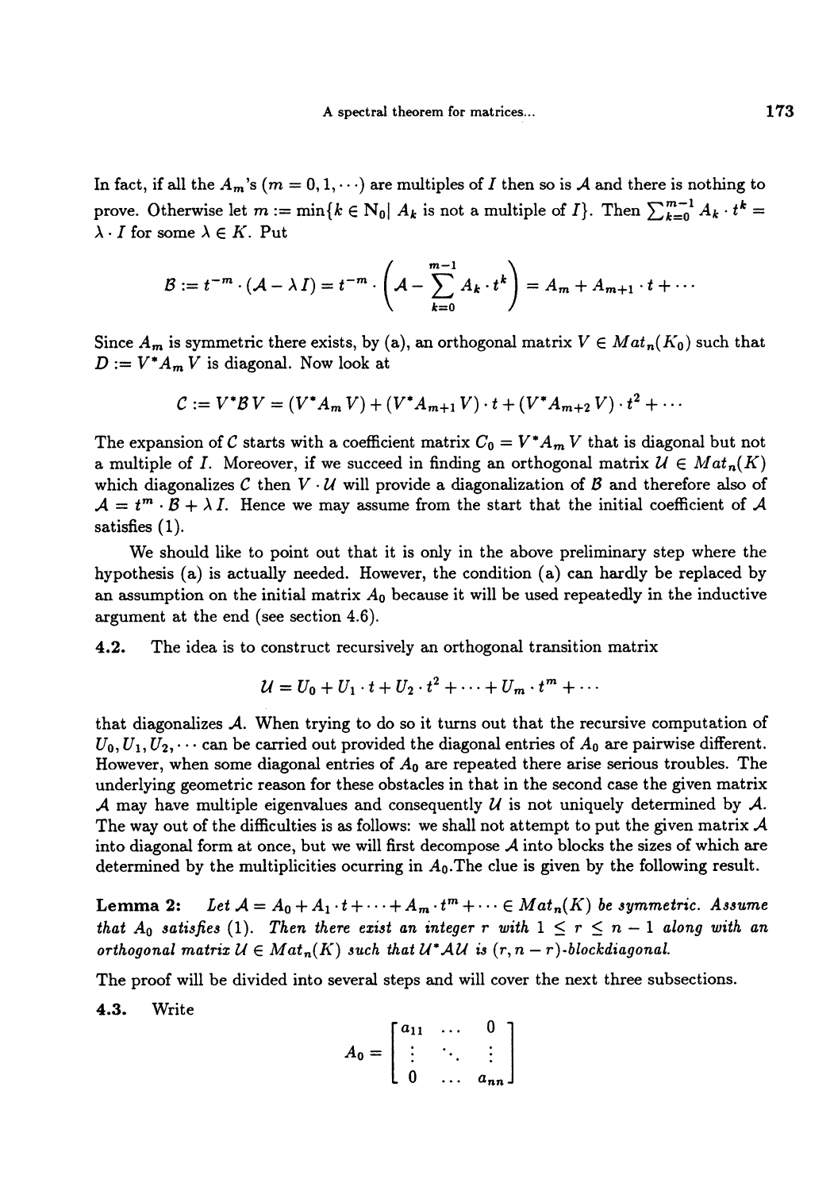In fact, if all the $A_m$'s ($m = 0, 1, \cdots$) are multiples of $I$ then so is $\mathcal{A}$ and there is nothing to prove. Otherwise let $m := \min\{k \in \mathbb{N}_0 | \ A_k \text{ is not a multiple of } I\}$. Then $\sum_{k=0}^{m-1} A_k \cdot t^k = \lambda \cdot I$ for some $\lambda \in K$. Put

$$\mathcal{B} := t^{-m} \cdot (\mathcal{A} - \lambda I) = t^{-m} \cdot \left( \mathcal{A} - \sum_{k=0}^{m-1} A_k \cdot t^k \right) = A_m + A_{m+1} \cdot t + \cdots$$

Since $A_m$ is symmetric there exists, by (a), an orthogonal matrix $V \in Mat_n(K_0)$ such that $D := V^* A_m V$ is diagonal. Now look at

$$\mathcal{C} := V^* \mathcal{B} V = (V^* A_m V) + (V^* A_{m+1} V) \cdot t + (V^* A_{m+2} V) \cdot t^2 + \cdots$$

The expansion of $\mathcal{C}$ starts with a coefficient matrix $C_0 = V^* A_m V$ that is diagonal but not a multiple of $I$. Moreover, if we succeed in finding an orthogonal matrix $\mathcal{U} \in Mat_n(K)$ which diagonalizes $\mathcal{C}$ then $V \cdot \mathcal{U}$ will provide a diagonalization of $\mathcal{B}$ and therefore also of $\mathcal{A} = t^m \cdot \mathcal{B} + \lambda I$. Hence we may assume from the start that the initial coefficient of $\mathcal{A}$ satisfies (1).

We should like to point out that it is only in the above preliminary step where the hypothesis (a) is actually needed. However, the condition (a) can hardly be replaced by an assumption on the initial matrix $A_0$ because it will be used repeatedly in the inductive argument at the end (see section 4.6).

**4.2.** The idea is to construct recursively an orthogonal transition matrix

$$\mathcal{U} = U_0 + U_1 \cdot t + U_2 \cdot t^2 + \cdots + U_m \cdot t^m + \cdots$$

that diagonalizes $\mathcal{A}$. When trying to do so it turns out that the recursive computation of $U_0, U_1, U_2, \cdots$ can be carried out provided the diagonal entries of $A_0$ are pairwise different. However, when some diagonal entries of $A_0$ are repeated there arise serious troubles. The underlying geometric reason for these obstacles in that in the second case the given matrix $\mathcal{A}$ may have multiple eigenvalues and consequently $\mathcal{U}$ is not uniquely determined by $\mathcal{A}$. The way out of the difficulties is as follows: we shall not attempt to put the given matrix $\mathcal{A}$ into diagonal form at once, but we will first decompose $\mathcal{A}$ into blocks the sizes of which are determined by the multiplicities ocurring in $A_0$.The clue is given by the following result.

**Lemma 2:** *Let $\mathcal{A} = A_0 + A_1 \cdot t + \cdots + A_m \cdot t^m + \cdots \in Mat_n(K)$ be symmetric. Assume that $A_0$ satisfies (1). Then there exist an integer $r$ with $1 \leq r \leq n-1$ along with an orthogonal matrix $\mathcal{U} \in Mat_n(K)$ such that $\mathcal{U}^* \mathcal{A} \mathcal{U}$ is $(r, n-r)$-blockdiagonal.*

The proof will be divided into several steps and will cover the next three subsections.

**4.3.** Write

$$A_0 = \begin{bmatrix} a_{11} & \cdots & 0 \\ \vdots & \ddots & \vdots \\ 0 & \cdots & a_{nn} \end{bmatrix}$$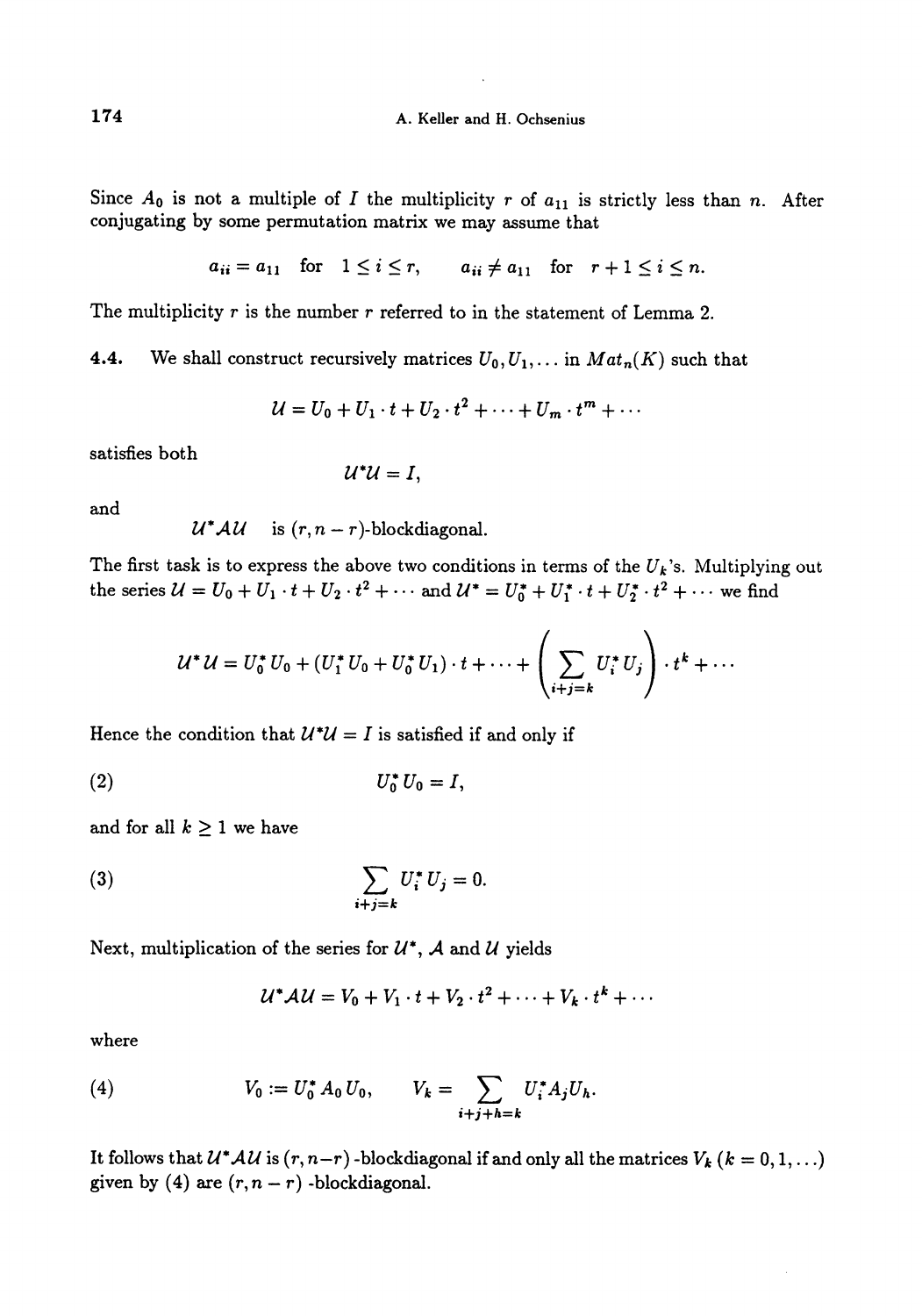Since $A_0$ is not a multiple of $I$ the multiplicity $r$ of $a_{11}$ is strictly less than $n$. After conjugating by some permutation matrix we may assume that

$$a_{ii} = a_{11} \quad \text{for} \quad 1 \le i \le r, \qquad a_{ii} \ne a_{11} \quad \text{for} \quad r+1 \le i \le n.$$

The multiplicity $r$ is the number $r$ referred to in the statement of Lemma 2.

**4.4.** We shall construct recursively matrices $U_0, U_1, \dots$ in $Mat_n(K)$ such that

$$\mathcal{U} = U_0 + U_1 \cdot t + U_2 \cdot t^2 + \cdots + U_m \cdot t^m + \cdots$$

satisfies both

$$\mathcal{U}^* \mathcal{U} = I,$$

and

$$\mathcal{U}^* \mathcal{A} \mathcal{U} \quad \text{is } (r, n-r)\text{-blockdiagonal.}$$

The first task is to express the above two conditions in terms of the $U_k$'s. Multiplying out the series $\mathcal{U} = U_0 + U_1 \cdot t + U_2 \cdot t^2 + \cdots$ and $\mathcal{U}^* = U_0^* + U_1^* \cdot t + U_2^* \cdot t^2 + \cdots$ we find

$$\mathcal{U}^* \mathcal{U} = U_0^* U_0 + (U_1^* U_0 + U_0^* U_1) \cdot t + \cdots + \left( \sum_{i+j=k} U_i^* U_j \right) \cdot t^k + \cdots$$

Hence the condition that $\mathcal{U}^* \mathcal{U} = I$ is satisfied if and only if

$$U_0^* U_0 = I, \tag{2}$$

and for all $k \ge 1$ we have

$$\sum_{i+j=k} U_i^* U_j = 0. \tag{3}$$

Next, multiplication of the series for $\mathcal{U}^*$, $\mathcal{A}$ and $\mathcal{U}$ yields

$$\mathcal{U}^* \mathcal{A} \mathcal{U} = V_0 + V_1 \cdot t + V_2 \cdot t^2 + \cdots + V_k \cdot t^k + \cdots$$

where

$$V_0 := U_0^* A_0 U_0, \qquad V_k = \sum_{i+j+h=k} U_i^* A_j U_h. \tag{4}$$

It follows that $\mathcal{U}^* \mathcal{A} \mathcal{U}$ is $(r, n-r)$ -blockdiagonal if and only all the matrices $V_k$ $(k = 0, 1, \dots)$ given by (4) are $(r, n-r)$ -blockdiagonal.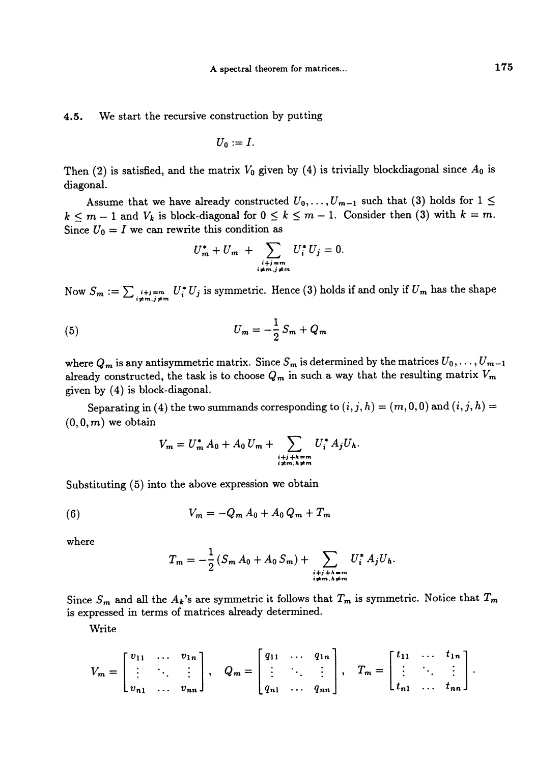**4.5.** We start the recursive construction by putting

$$U_0 := I.$$

Then (2) is satisfied, and the matrix $V_0$ given by (4) is trivially blockdiagonal since $A_0$ is diagonal.

Assume that we have already constructed $U_0, \ldots, U_{m-1}$ such that (3) holds for $1 \leq k \leq m-1$ and $V_k$ is block-diagonal for $0 \leq k \leq m-1$. Consider then (3) with $k = m$. Since $U_0 = I$ we can rewrite this condition as

$$U_m^* + U_m + \sum_{\substack{i+j=m \\ i \neq m, j \neq m}} U_i^* U_j = 0.$$

Now $S_m := \sum_{\substack{i+j=m \\ i \neq m, j \neq m}} U_i^* U_j$ is symmetric. Hence (3) holds if and only if $U_m$ has the shape

$$U_m = -\frac{1}{2} S_m + Q_m \tag{5}$$

where $Q_m$ is any antisymmetric matrix. Since $S_m$ is determined by the matrices $U_0, \ldots, U_{m-1}$ already constructed, the task is to choose $Q_m$ in such a way that the resulting matrix $V_m$ given by (4) is block-diagonal.

Separating in (4) the two summands corresponding to $(i,j,h) = (m,0,0)$ and $(i,j,h) = (0,0,m)$ we obtain

$$V_m = U_m^* A_0 + A_0 U_m + \sum_{\substack{i+j+h=m \\ i \neq m, h \neq m}} U_i^* A_j U_h.$$

Substituting (5) into the above expression we obtain

$$V_m = -Q_m A_0 + A_0 Q_m + T_m \tag{6}$$

where

$$T_m = -\frac{1}{2}(S_m A_0 + A_0 S_m) + \sum_{\substack{i+j+h=m \\ i \neq m, h \neq m}} U_i^* A_j U_h.$$

Since $S_m$ and all the $A_k$'s are symmetric it follows that $T_m$ is symmetric. Notice that $T_m$ is expressed in terms of matrices already determined.

Write

$$V_m = \begin{bmatrix} v_{11} & \ldots & v_{1n} \\ \vdots & \ddots & \vdots \\ v_{n1} & \ldots & v_{nn} \end{bmatrix}, \quad Q_m = \begin{bmatrix} q_{11} & \ldots & q_{1n} \\ \vdots & \ddots & \vdots \\ q_{n1} & \ldots & q_{nn} \end{bmatrix}, \quad T_m = \begin{bmatrix} t_{11} & \ldots & t_{1n} \\ \vdots & \ddots & \vdots \\ t_{n1} & \ldots & t_{nn} \end{bmatrix}.$$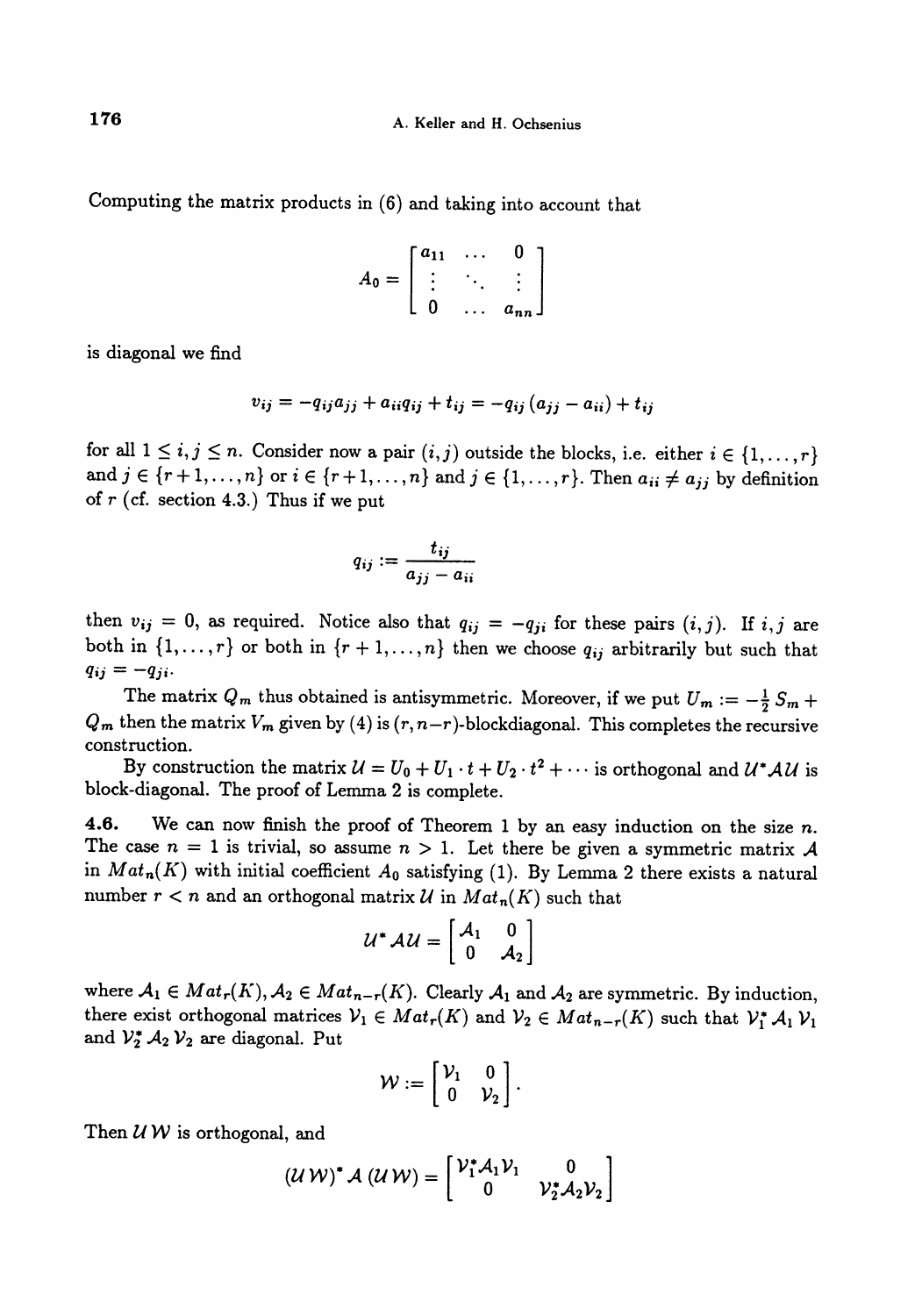Computing the matrix products in (6) and taking into account that

$$A_0 = \begin{bmatrix} a_{11} & \dots & 0 \\ \vdots & \ddots & \vdots \\ 0 & \dots & a_{nn} \end{bmatrix}$$

is diagonal we find

$$v_{ij} = -q_{ij}a_{jj} + a_{ii}q_{ij} + t_{ij} = -q_{ij}\,(a_{jj} - a_{ii}) + t_{ij}$$

for all $1 \le i, j \le n$. Consider now a pair $(i, j)$ outside the blocks, i.e. either $i \in \{1, \dots, r\}$ and $j \in \{r+1, \dots, n\}$ or $i \in \{r+1, \dots, n\}$ and $j \in \{1, \dots, r\}$. Then $a_{ii} \neq a_{jj}$ by definition of $r$ (cf. section 4.3.) Thus if we put

$$q_{ij} := \frac{t_{ij}}{a_{jj} - a_{ii}}$$

then $v_{ij} = 0$, as required. Notice also that $q_{ij} = -q_{ji}$ for these pairs $(i, j)$. If $i, j$ are both in $\{1, \dots, r\}$ or both in $\{r+1, \dots, n\}$ then we choose $q_{ij}$ arbitrarily but such that $q_{ij} = -q_{ji}$.

The matrix $Q_m$ thus obtained is antisymmetric. Moreover, if we put $U_m := -\frac{1}{2} S_m + Q_m$ then the matrix $V_m$ given by (4) is $(r, n-r)$-blockdiagonal. This completes the recursive construction.

By construction the matrix $\mathcal{U} = U_0 + U_1 \cdot t + U_2 \cdot t^2 + \cdots$ is orthogonal and $\mathcal{U}^* \mathcal{A} \mathcal{U}$ is block-diagonal. The proof of Lemma 2 is complete.

**4.6.** We can now finish the proof of Theorem 1 by an easy induction on the size $n$. The case $n = 1$ is trivial, so assume $n > 1$. Let there be given a symmetric matrix $\mathcal{A}$ in $Mat_n(K)$ with initial coefficient $A_0$ satisfying (1). By Lemma 2 there exists a natural number $r < n$ and an orthogonal matrix $\mathcal{U}$ in $Mat_n(K)$ such that

$$\mathcal{U}^* \mathcal{A} \mathcal{U} = \begin{bmatrix} \mathcal{A}_1 & 0 \\ 0 & \mathcal{A}_2 \end{bmatrix}$$

where $\mathcal{A}_1 \in Mat_r(K), \mathcal{A}_2 \in Mat_{n-r}(K)$. Clearly $\mathcal{A}_1$ and $\mathcal{A}_2$ are symmetric. By induction, there exist orthogonal matrices $\mathcal{V}_1 \in Mat_r(K)$ and $\mathcal{V}_2 \in Mat_{n-r}(K)$ such that $\mathcal{V}_1^* \mathcal{A}_1 \mathcal{V}_1$ and $\mathcal{V}_2^* \mathcal{A}_2 \mathcal{V}_2$ are diagonal. Put

$$\mathcal{W} := \begin{bmatrix} \mathcal{V}_1 & 0 \\ 0 & \mathcal{V}_2 \end{bmatrix}.$$

Then $\mathcal{U}\,\mathcal{W}$ is orthogonal, and

$$(\mathcal{U}\,\mathcal{W})^* \mathcal{A}\,(\mathcal{U}\,\mathcal{W}) = \begin{bmatrix} \mathcal{V}_1^* \mathcal{A}_1 \mathcal{V}_1 & 0 \\ 0 & \mathcal{V}_2^* \mathcal{A}_2 \mathcal{V}_2 \end{bmatrix}$$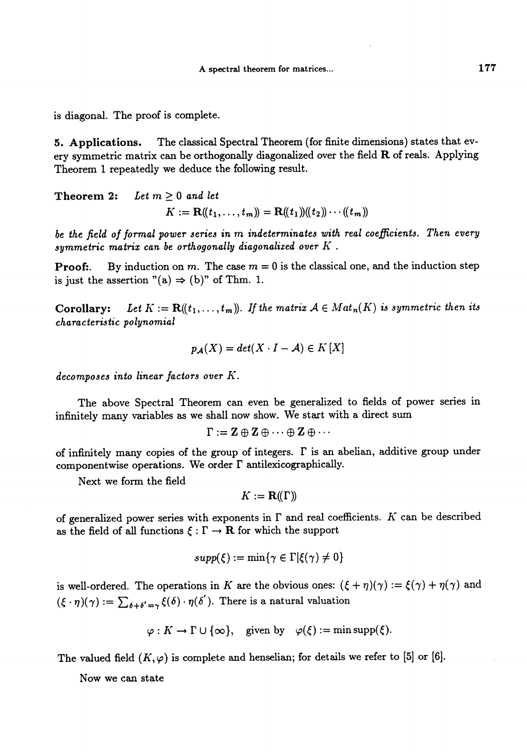is diagonal. The proof is complete.

## 5. Applications.

The classical Spectral Theorem (for finite dimensions) states that every symmetric matrix can be orthogonally diagonalized over the field $\mathbf{R}$ of reals. Applying Theorem 1 repeatedly we deduce the following result.

**Theorem 2:** *Let $m \geq 0$ and let*

$$K := \mathbf{R}((t_1, \ldots, t_m)) = \mathbf{R}((t_1))((t_2)) \cdots ((t_m))$$

*be the field of formal power series in $m$ indeterminates with real coefficients. Then every symmetric matrix can be orthogonally diagonalized over $K$ .*

**Proof:.** By induction on $m$. The case $m = 0$ is the classical one, and the induction step is just the assertion "(a) $\Rightarrow$ (b)" of Thm. 1.

**Corollary:** *Let $K := \mathbf{R}((t_1, \ldots, t_m))$. If the matrix $\mathcal{A} \in Mat_n(K)$ is symmetric then its characteristic polynomial*

$$p_{\mathcal{A}}(X) = det(X \cdot I - \mathcal{A}) \in K[X]$$

*decomposes into linear factors over $K$.*

The above Spectral Theorem can even be generalized to fields of power series in infinitely many variables as we shall now show. We start with a direct sum

$$\Gamma := \mathbf{Z} \oplus \mathbf{Z} \oplus \cdots \oplus \mathbf{Z} \oplus \cdots$$

of infinitely many copies of the group of integers. $\Gamma$ is an abelian, additive group under componentwise operations. We order $\Gamma$ antilexicographically.

Next we form the field

$$K := \mathbf{R}((\Gamma))$$

of generalized power series with exponents in $\Gamma$ and real coefficients. $K$ can be described as the field of all functions $\xi : \Gamma \rightarrow \mathbf{R}$ for which the support

$$supp(\xi) := \min\{\gamma \in \Gamma | \xi(\gamma) \neq 0\}$$

is well-ordered. The operations in $K$ are the obvious ones: $(\xi + \eta)(\gamma) := \xi(\gamma) + \eta(\gamma)$ and $(\xi \cdot \eta)(\gamma) := \sum_{\delta + \delta' = \gamma} \xi(\delta) \cdot \eta(\delta')$. There is a natural valuation

$$\varphi : K \rightarrow \Gamma \cup \{\infty\}, \quad \text{given by} \quad \varphi(\xi) := \min \operatorname{supp}(\xi).$$

The valued field $(K, \varphi)$ is complete and henselian; for details we refer to [5] or [6].

Now we can state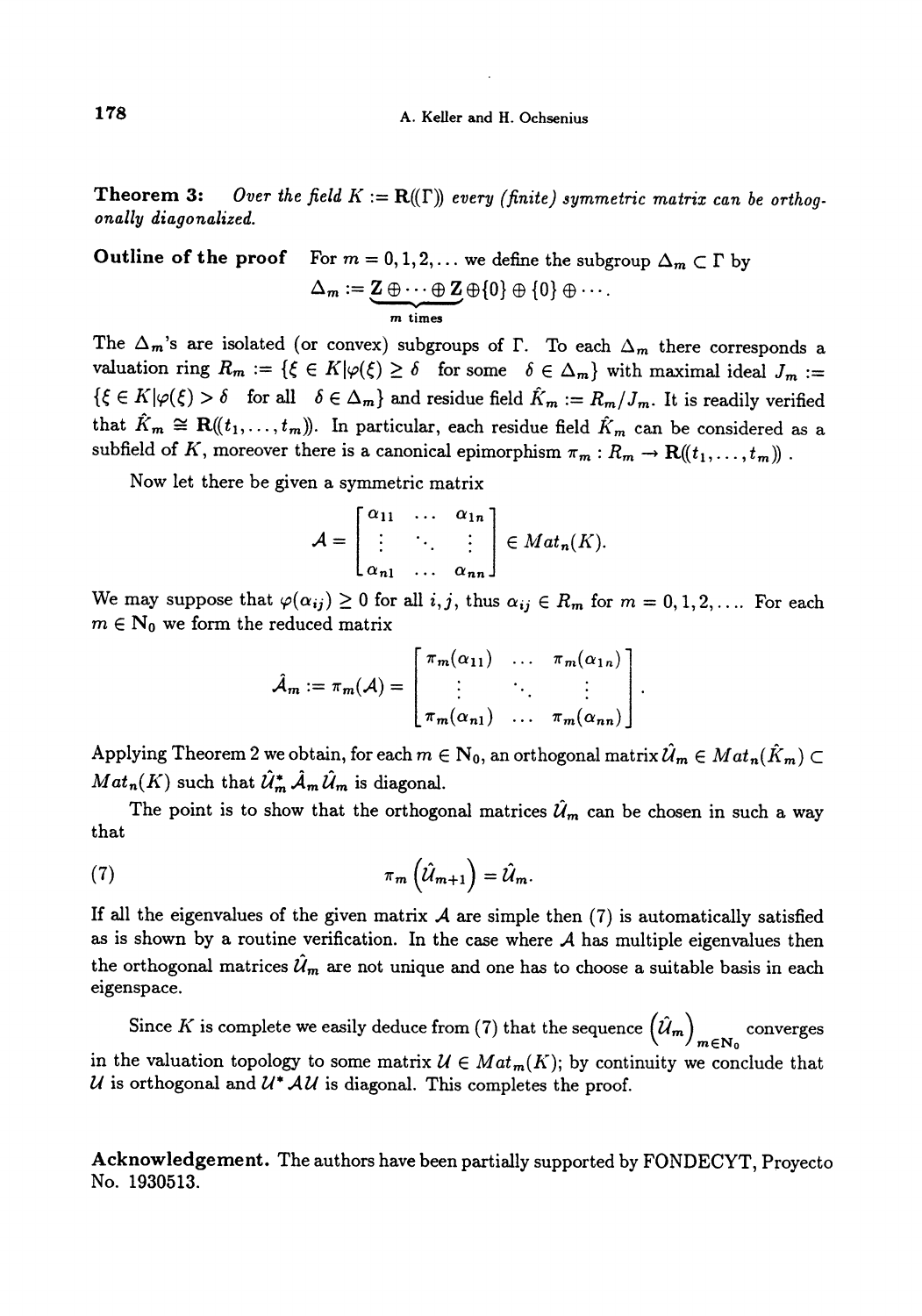**Theorem 3:** *Over the field $K := \mathbf{R}((\Gamma))$ every (finite) symmetric matrix can be orthogonally diagonalized.*

**Outline of the proof** For $m = 0, 1, 2, \ldots$ we define the subgroup $\Delta_m \subset \Gamma$ by

$$\Delta_m := \underbrace{\mathbf{Z} \oplus \cdots \oplus \mathbf{Z}}_{m \text{ times}} \oplus \{0\} \oplus \{0\} \oplus \cdots .$$

The $\Delta_m$'s are isolated (or convex) subgroups of $\Gamma$. To each $\Delta_m$ there corresponds a valuation ring $R_m := \{\xi \in K | \varphi(\xi) \geq \delta \quad \text{for some} \quad \delta \in \Delta_m\}$ with maximal ideal $J_m := \{\xi \in K | \varphi(\xi) > \delta \quad \text{for all} \quad \delta \in \Delta_m\}$ and residue field $\hat{K}_m := R_m / J_m$. It is readily verified that $\hat{K}_m \cong \mathbf{R}((t_1, \ldots, t_m))$. In particular, each residue field $\hat{K}_m$ can be considered as a subfield of $K$, moreover there is a canonical epimorphism $\pi_m : R_m \to \mathbf{R}((t_1, \ldots, t_m))$ .

Now let there be given a symmetric matrix

$$\mathcal{A} = \begin{bmatrix} \alpha_{11} & \ldots & \alpha_{1n} \\ \vdots & \ddots & \vdots \\ \alpha_{n1} & \ldots & \alpha_{nn} \end{bmatrix} \in Mat_n(K).$$

We may suppose that $\varphi(\alpha_{ij}) \geq 0$ for all $i, j$, thus $\alpha_{ij} \in R_m$ for $m = 0, 1, 2, \ldots$. For each $m \in \mathbf{N}_0$ we form the reduced matrix

$$\hat{\mathcal{A}}_m := \pi_m(\mathcal{A}) = \begin{bmatrix} \pi_m(\alpha_{11}) & \ldots & \pi_m(\alpha_{1n}) \\ \vdots & \ddots & \vdots \\ \pi_m(\alpha_{n1}) & \ldots & \pi_m(\alpha_{nn}) \end{bmatrix}.$$

Applying Theorem 2 we obtain, for each $m \in \mathbf{N}_0$, an orthogonal matrix $\hat{\mathcal{U}}_m \in Mat_n(\hat{K}_m) \subset Mat_n(K)$ such that $\hat{\mathcal{U}}_m^* \hat{\mathcal{A}}_m \hat{\mathcal{U}}_m$ is diagonal.

The point is to show that the orthogonal matrices $\hat{\mathcal{U}}_m$ can be chosen in such a way that

$$\pi_m\left(\hat{\mathcal{U}}_{m+1}\right) = \hat{\mathcal{U}}_m. \tag{7}$$

If all the eigenvalues of the given matrix $\mathcal{A}$ are simple then (7) is automatically satisfied as is shown by a routine verification. In the case where $\mathcal{A}$ has multiple eigenvalues then the orthogonal matrices $\hat{\mathcal{U}}_m$ are not unique and one has to choose a suitable basis in each eigenspace.

Since $K$ is complete we easily deduce from (7) that the sequence $\left(\hat{\mathcal{U}}_m\right)_{m \in \mathbf{N}_0}$ converges in the valuation topology to some matrix $\mathcal{U} \in Mat_m(K)$; by continuity we conclude that $\mathcal{U}$ is orthogonal and $\mathcal{U}^* \mathcal{A} \mathcal{U}$ is diagonal. This completes the proof.

**Acknowledgement.** The authors have been partially supported by FONDECYT, Proyecto No. 1930513.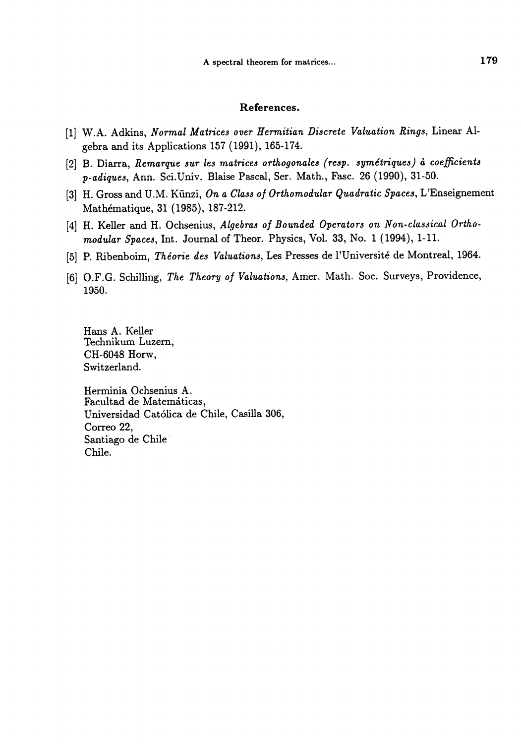## References.

[1] W.A. Adkins, *Normal Matrices over Hermitian Discrete Valuation Rings*, Linear Algebra and its Applications 157 (1991), 165-174.

[2] B. Diarra, *Remarque sur les matrices orthogonales (resp. symétriques) à coefficients p-adiques*, Ann. Sci.Univ. Blaise Pascal, Ser. Math., Fasc. 26 (1990), 31-50.

[3] H. Gross and U.M. Künzi, *On a Class of Orthomodular Quadratic Spaces*, L'Enseignement Mathématique, 31 (1985), 187-212.

[4] H. Keller and H. Ochsenius, *Algebras of Bounded Operators on Non-classical Orthomodular Spaces*, Int. Journal of Theor. Physics, Vol. 33, No. 1 (1994), 1-11.

[5] P. Ribenboim, *Théorie des Valuations*, Les Presses de l'Université de Montreal, 1964.

[6] O.F.G. Schilling, *The Theory of Valuations*, Amer. Math. Soc. Surveys, Providence, 1950.

Hans A. Keller  
Technikum Luzern,  
CH-6048 Horw,  
Switzerland.

Herminia Ochsenius A.  
Facultad de Matemáticas,  
Universidad Católica de Chile, Casilla 306,  
Correo 22,  
Santiago de Chile  
Chile.